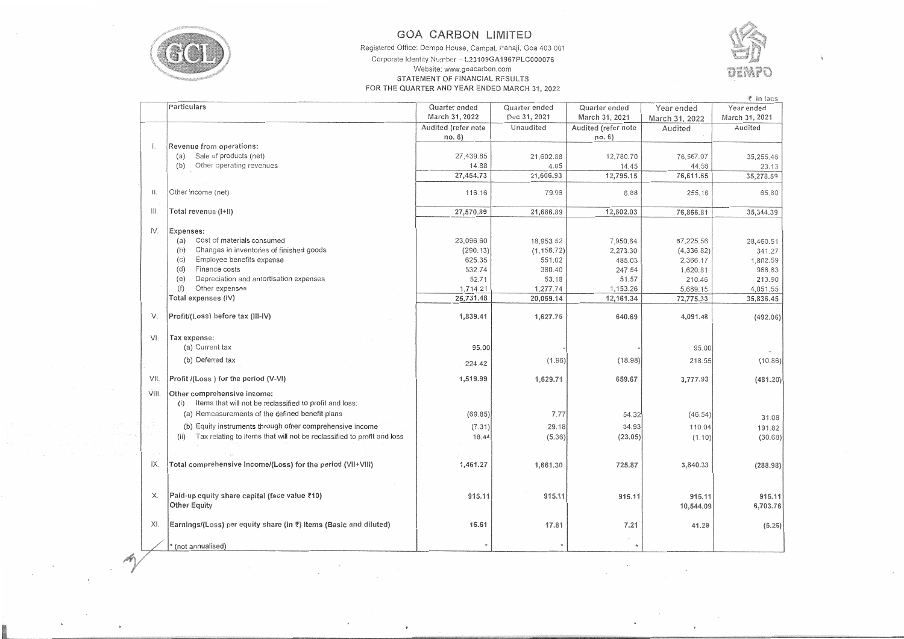# GOA CARBON LIMITED

Registered Office: Dempo House, Campal, Panaji, Goa 403 001

Corporate Identity Number – L23109GA1967PLC000076

Website: www.goacarbon.com

STATEMENT OF FINANCIAL RESULTS

FOR THE QUARTER AND YEAR ENDED MARCH 31, 2022

₹ in lacs

| | Particulars | Quarter ended March 31, 2022 | Quarter ended Dec 31, 2021 | Quarter ended March 31, 2021 | Year ended March 31, 2022 | Year ended March 31, 2021 |
|---|---|---|---|---|---|---|
| | | Audited (refer note no. 6) | Unaudited | Audited (refer note no. 6) | Audited | Audited |
| I. | Revenue from operations: | | | | | |
| | (a) Sale of products (net) | 27,439.85 | 21,602.88 | 12,780.70 | 76,567.07 | 35,255.46 |
| | (b) Other operating revenues | 14.88 | 4.05 | 14.45 | 44.58 | 23.13 |
| | | 27,454.73 | 21,606.93 | 12,795.15 | 76,611.65 | 35,278.59 |
| II. | Other income (net) | 116.16 | 79.96 | 6.88 | 255.16 | 65.80 |
| III | Total revenue (I+II) | 27,570.89 | 21,686.89 | 12,802.03 | 76,866.81 | 35,344.39 |
| IV. | Expenses: | | | | | |
| | (a) Cost of materials consumed | 23,096.60 | 18,953.52 | 7,950.64 | 67,225.56 | 28,460.51 |
| | (b) Changes in inventories of finished goods | (290.13) | (1,156.72) | 2,273.30 | (4,336.82) | 341.27 |
| | (c) Employee benefits expense | 625.35 | 551.02 | 485.03 | 2,366.17 | 1,802.59 |
| | (d) Finance costs | 532.74 | 380.40 | 247.54 | 1,620.81 | 966.63 |
| | (e) Depreciation and amortisation expenses | 52.71 | 53.18 | 51.57 | 210.46 | 213.90 |
| | (f) Other expenses | 1,714.21 | 1,277.74 | 1,153.26 | 5,689.15 | 4,051.55 |
| | Total expenses (IV) | 25,731.48 | 20,059.14 | 12,161.34 | 72,775.33 | 35,836.45 |
| V. | Profit/(Loss) before tax (III-IV) | 1,839.41 | 1,627.75 | 640.69 | 4,091.48 | (492.06) |
| VI. | Tax expense: | | | | | |
| | (a) Current tax | 95.00 | - | - | 95.00 | - |
| | (b) Deferred tax | 224.42 | (1.96) | (18.98) | 218.55 | (10.86) |
| VII. | Profit /(Loss ) for the period (V-VI) | 1,519.99 | 1,629.71 | 659.67 | 3,777.93 | (481.20) |
| VIII. | Other comprehensive income: | | | | | |
| | (i) Items that will not be reclassified to profit and loss: | | | | | |
| | (a) Remeasurements of the defined benefit plans | (69.85) | 7.77 | 54.32 | (46.54) | 31.08 |
| | (b) Equity instruments through other comprehensive income | (7.31) | 29.18 | 34.93 | 110.04 | 191.82 |
| | (ii) Tax relating to items that will not be reclassified to profit and loss | 18.44 | (5.36) | (23.05) | (1.10) | (30.68) |
| IX. | Total comprehensive Income/(Loss) for the period (VII+VIII) | 1,461.27 | 1,661.30 | 725.87 | 3,840.33 | (288.98) |
| X. | Paid-up equity share capital (face value ₹10) | 915.11 | 915.11 | 915.11 | 915.11 | 915.11 |
| | Other Equity | | | | 10,544.09 | 6,703.76 |
| XI. | Earnings/(Loss) per equity share (in ₹) items (Basic and diluted) | 16.61 | 17.81 | 7.21 | 41.28 | (5.26) |
| | * (not annualised) | * | * | * | | |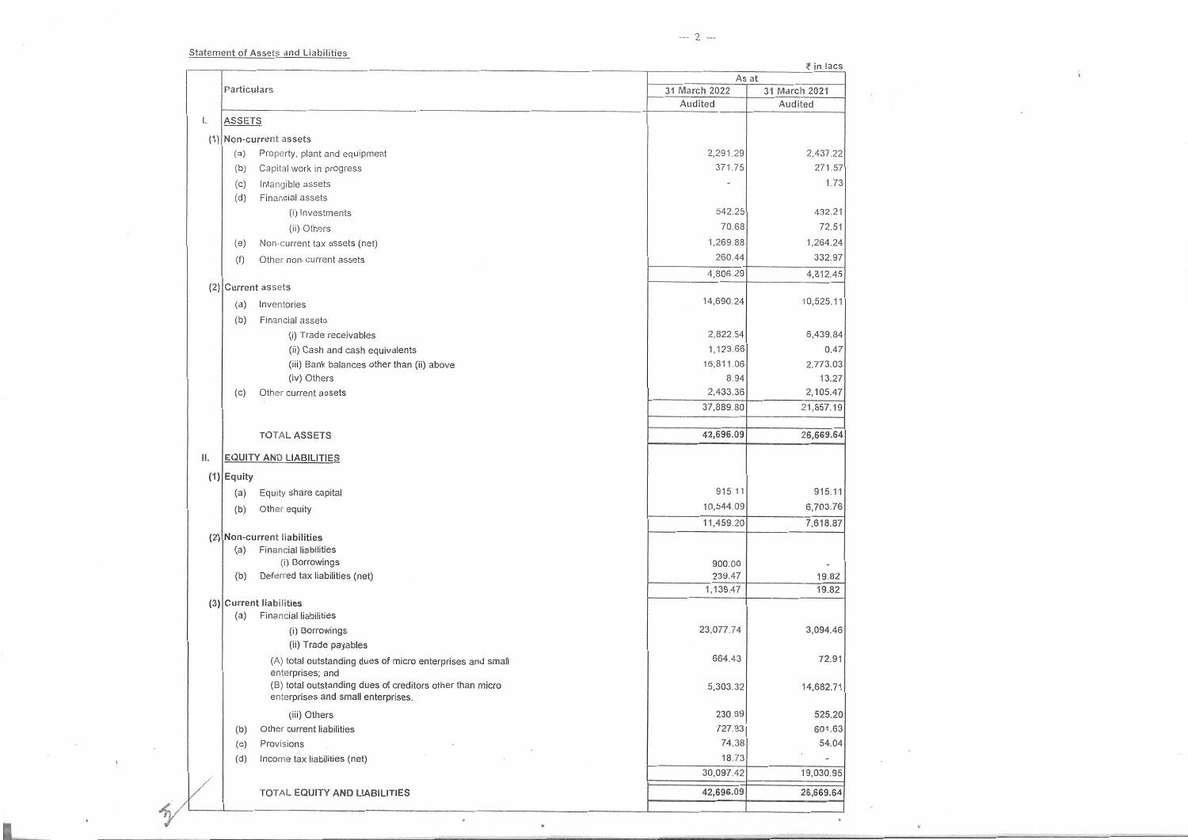Statement of Assets and Liabilities

₹ in lacs

| | Particulars | As at | |
|---|---|---|---|
| | | 31 March 2022 | 31 March 2021 |
| | | Audited | Audited |
| I. | ASSETS | | |
| (1) | Non-current assets | | |
| | (a) Property, plant and equipment | 2,291.29 | 2,437.22 |
| | (b) Capital work in progress | 371.75 | 271.57 |
| | (c) Intangible assets | - | 1.73 |
| | (d) Financial assets | | |
| | (i) Investments | 542.25 | 432.21 |
| | (ii) Others | 70.68 | 72.51 |
| | (e) Non-current tax assets (net) | 1,269.88 | 1,264.24 |
| | (f) Other non-current assets | 260.44 | 332.97 |
| | | 4,806.29 | 4,812.45 |
| (2) | Current assets | | |
| | (a) Inventories | 14,690.24 | 10,525.11 |
| | (b) Financial assets | | |
| | (i) Trade receivables | 2,822.54 | 6,439.84 |
| | (ii) Cash and cash equivalents | 1,123.66 | 0.47 |
| | (iii) Bank balances other than (ii) above | 16,811.06 | 2,773.03 |
| | (iv) Others | 8.94 | 13.27 |
| | (c) Other current assets | 2,433.36 | 2,105.47 |
| | | 37,889.80 | 21,857.19 |
| | TOTAL ASSETS | 42,696.09 | 26,669.64 |
| II. | EQUITY AND LIABILITIES | | |
| (1) | Equity | | |
| | (a) Equity share capital | 915.11 | 915.11 |
| | (b) Other equity | 10,544.09 | 6,703.76 |
| | | 11,459.20 | 7,618.87 |
| (2) | Non-current liabilities | | |
| | (a) Financial liabilities | | |
| | (i) Borrowings | 900.00 | - |
| | (b) Deferred tax liabilities (net) | 239.47 | 19.82 |
| | | 1,139.47 | 19.82 |
| (3) | Current liabilities | | |
| | (a) Financial liabilities | | |
| | (i) Borrowings | 23,077.74 | 3,094.46 |
| | (ii) Trade payables | | |
| | (A) total outstanding dues of micro enterprises and small enterprises; and | 664.43 | 72.91 |
| | (B) total outstanding dues of creditors other than micro enterprises and small enterprises. | 5,303.32 | 14,682.71 |
| | (iii) Others | 230.89 | 525.20 |
| | (b) Other current liabilities | 727.93 | 601.63 |
| | (c) Provisions | 74.38 | 54.04 |
| | (d) Income tax liabilities (net) | 18.73 | - |
| | | 30,097.42 | 19,030.95 |
| | TOTAL EQUITY AND LIABILITIES | 42,696.09 | 26,669.64 |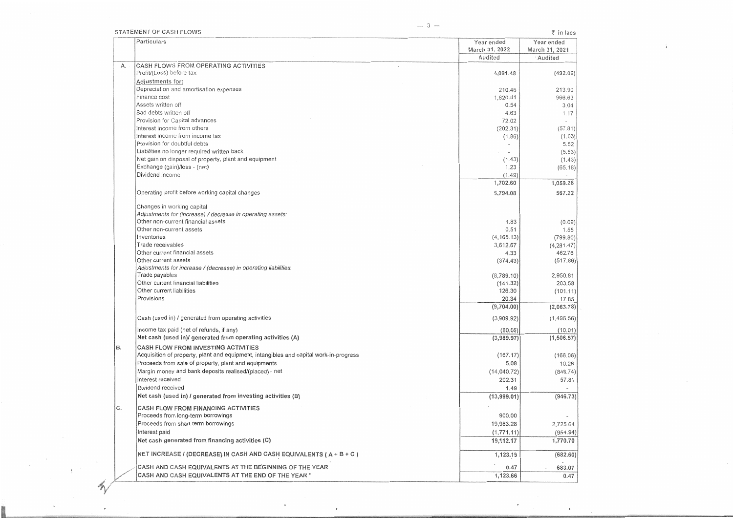STATEMENT OF CASH FLOWS

₹ in lacs

| | Particulars | Year ended March 31, 2022 | Year ended March 31, 2021 |
|---|---|---|---|
| | | Audited | Audited |
| A. | **CASH FLOWS FROM OPERATING ACTIVITIES** | | |
| | Profit/(Loss) before tax | 4,091.48 | (492.06) |
| | Adjustments for: | | |
| | Depreciation and amortisation expenses | 210.46 | 213.90 |
| | Finance cost | 1,620.81 | 966.63 |
| | Assets written off | 0.54 | 3.04 |
| | Bad debts written off | 4.63 | 1.17 |
| | Provision for Capital advances | 72.02 | - |
| | Interest income from others | (202.31) | (57.81) |
| | Interest income from income tax | (1.86) | (1.03) |
| | Provision for doubtful debts | - | 5.52 |
| | Liabilities no longer required written back | - | (5.53) |
| | Net gain on disposal of property, plant and equipment | (1.43) | (1.43) |
| | Exchange (gain)/loss - (net) | 1.23 | (65.18) |
| | Dividend income | (1.49) | - |
| | | 1,702.60 | 1,059.28 |
| | Operating profit before working capital changes | 5,794.08 | 567.22 |
| | Changes in working capital | | |
| | *Adjustments for (increase) / decrease in operating assets:* | | |
| | Other non-current financial assets | 1.83 | (0.09) |
| | Other non-current assets | 0.51 | 1.55 |
| | Inventories | (4,165.13) | (799.80) |
| | Trade receivables | 3,612.67 | (4,281.47) |
| | Other current financial assets | 4.33 | 462.76 |
| | Other current assets | (374.43) | (517.86) |
| | *Adjustments for increase / (decrease) in operating liabilities:* | | |
| | Trade payables | (8,789.10) | 2,950.81 |
| | Other current financial liabilities | (141.32) | 203.58 |
| | Other current liabilities | 126.30 | (101.11) |
| | Provisions | 20.34 | 17.85 |
| | | (9,704.00) | (2,063.78) |
| | Cash (used in) / generated from operating activities | (3,909.92) | (1,496.56) |
| | Income tax paid (net of refunds, if any) | (80.05) | (10.01) |
| | **Net cash (used in)/ generated from operating activities (A)** | **(3,989.97)** | **(1,506.57)** |
| B. | **CASH FLOW FROM INVESTING ACTIVITIES** | | |
| | Acquisition of property, plant and equipment, intangibles and capital work-in-progress | (167.17) | (166.06) |
| | Proceeds from sale of property, plant and equipments | 5.08 | 10.26 |
| | Margin money and bank deposits realised/(placed) - net | (14,040.72) | (848.74) |
| | Interest received | 202.31 | 57.81 |
| | Dividend received | 1.49 | - |
| | **Net cash (used in) / generated from investing activities (B)** | **(13,999.01)** | **(946.73)** |
| C. | **CASH FLOW FROM FINANCING ACTIVITIES** | | |
| | Proceeds from long-term borrowings | 900.00 | - |
| | Proceeds from short term borrowings | 19,983.28 | 2,725.64 |
| | Interest paid | (1,771.11) | (954.94) |
| | **Net cash generated from financing activities (C)** | **19,112.17** | **1,770.70** |
| | **NET INCREASE / (DECREASE) IN CASH AND CASH EQUIVALENTS ( A + B + C )** | **1,123.19** | **(682.60)** |
| | **CASH AND CASH EQUIVALENTS AT THE BEGINNING OF THE YEAR** | **0.47** | **683.07** |
| | **CASH AND CASH EQUIVALENTS AT THE END OF THE YEAR \*** | **1,123.66** | **0.47** |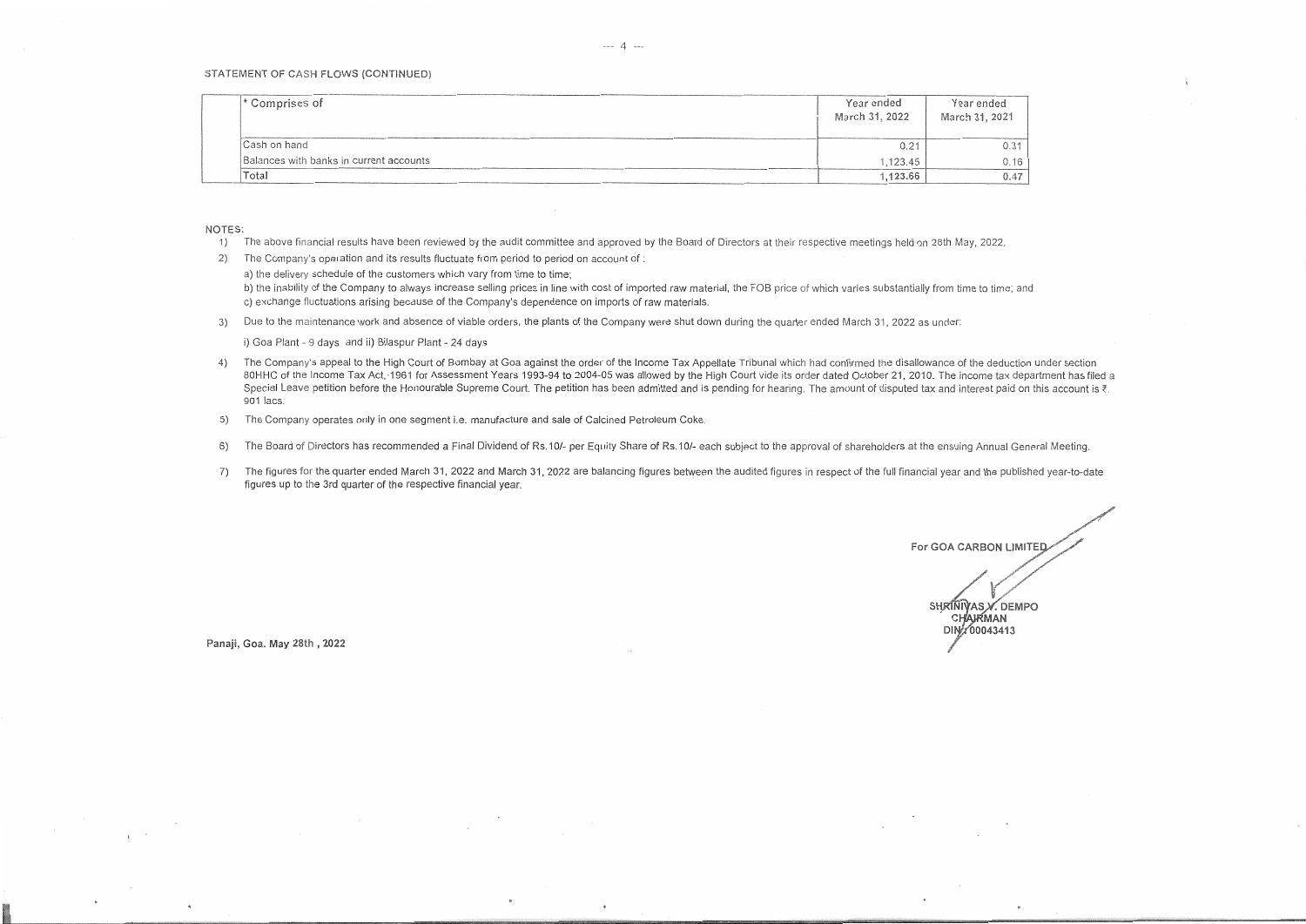STATEMENT OF CASH FLOWS (CONTINUED)

| * Comprises of | Year ended March 31, 2022 | Year ended March 31, 2021 |
|---|---|---|
| Cash on hand | 0.21 | 0.31 |
| Balances with banks in current accounts | 1,123.45 | 0.16 |
| Total | 1,123.66 | 0.47 |

NOTES:

1) The above financial results have been reviewed by the audit committee and approved by the Board of Directors at their respective meetings held on 28th May, 2022.

2) The Company's operation and its results fluctuate from period to period on account of :

   a) the delivery schedule of the customers which vary from time to time;

   b) the inability of the Company to always increase selling prices in line with cost of imported raw material, the FOB price of which varies substantially from time to time; and

   c) exchange fluctuations arising because of the Company's dependence on imports of raw materials.

3) Due to the maintenance work and absence of viable orders, the plants of the Company were shut down during the quarter ended March 31, 2022 as under:

   i) Goa Plant - 9 days and ii) Bilaspur Plant - 24 days

4) The Company's appeal to the High Court of Bombay at Goa against the order of the Income Tax Appellate Tribunal which had confirmed the disallowance of the deduction under section 80HHC of the Income Tax Act, 1961 for Assessment Years 1993-94 to 2004-05 was allowed by the High Court vide its order dated October 21, 2010. The income tax department has filed a Special Leave petition before the Honourable Supreme Court. The petition has been admitted and is pending for hearing. The amount of disputed tax and interest paid on this account is ₹. 901 lacs.

5) The Company operates only in one segment i.e. manufacture and sale of Calcined Petroleum Coke.

6) The Board of Directors has recommended a Final Dividend of Rs.10/- per Equity Share of Rs.10/- each subject to the approval of shareholders at the ensuing Annual General Meeting.

7) The figures for the quarter ended March 31, 2022 and March 31, 2022 are balancing figures between the audited figures in respect of the full financial year and the published year-to-date figures up to the 3rd quarter of the respective financial year.

For GOA CARBON LIMITED

SHRINIVAS V. DEMPO
CHAIRMAN
DIN: 00043413

Panaji, Goa. May 28th , 2022